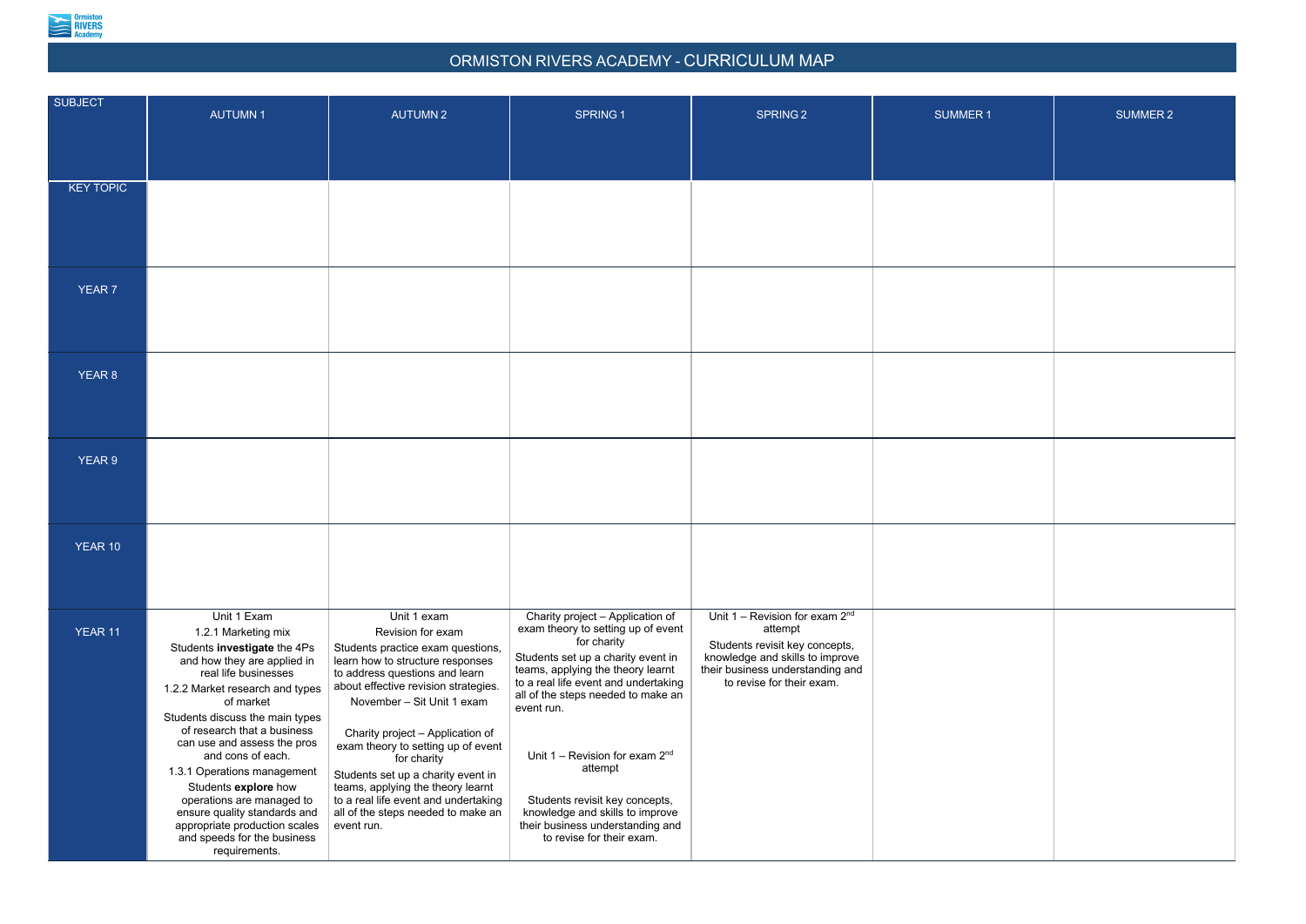# ORMISTON RIVERS ACADEMY - CURRICULUM MAP

| SUBJECT | AUTUMN 1 | AUTUMN 2 | SPRING 1 | SPRING 2 | SUMMER 1 | SUMMER 2 |
|---|---|---|---|---|---|---|
| KEY TOPIC | | | | | | |
| YEAR 7 | | | | | | |
| YEAR 8 | | | | | | |
| YEAR 9 | | | | | | |
| YEAR 10 | | | | | | |
| YEAR 11 | Unit 1 Exam<br>1.2.1 Marketing mix<br>Students **investigate** the 4Ps and how they are applied in real life businesses<br>1.2.2 Market research and types of market<br>Students discuss the main types of research that a business can use and assess the pros and cons of each.<br>1.3.1 Operations management<br>Students **explore** how operations are managed to ensure quality standards and appropriate production scales and speeds for the business requirements. | Unit 1 exam<br>Revision for exam<br>Students practice exam questions, learn how to structure responses to address questions and learn about effective revision strategies.<br>November – Sit Unit 1 exam<br><br>Charity project – Application of exam theory to setting up of event for charity<br>Students set up a charity event in teams, applying the theory learnt to a real life event and undertaking all of the steps needed to make an event run. | Charity project – Application of exam theory to setting up of event for charity<br>Students set up a charity event in teams, applying the theory learnt to a real life event and undertaking all of the steps needed to make an event run.<br><br>Unit 1 – Revision for exam 2nd attempt<br><br>Students revisit key concepts, knowledge and skills to improve their business understanding and to revise for their exam. | Unit 1 – Revision for exam 2nd attempt<br>Students revisit key concepts, knowledge and skills to improve their business understanding and to revise for their exam. | | |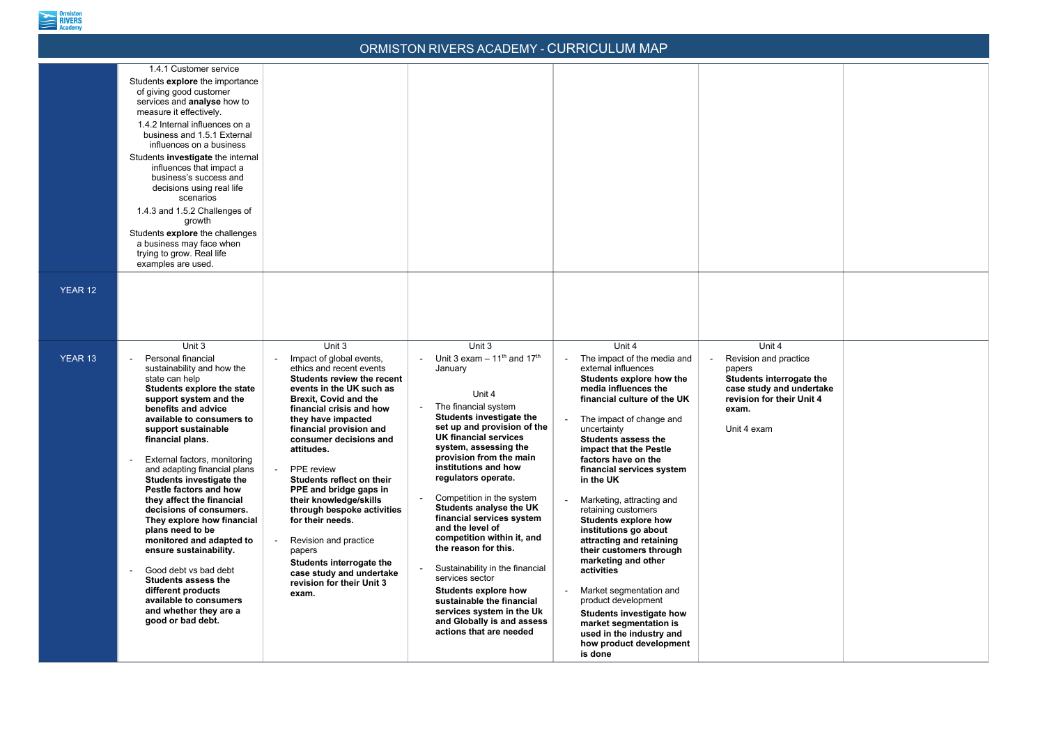# ORMISTON RIVERS ACADEMY - CURRICULUM MAP

| | | | | | | |
|---|---|---|---|---|---|---|
| | 1.4.1 Customer service<br>Students **explore** the importance of giving good customer services and **analyse** how to measure it effectively.<br>1.4.2 Internal influences on a business and 1.5.1 External influences on a business<br>Students **investigate** the internal influences that impact a business's success and decisions using real life scenarios<br>1.4.3 and 1.5.2 Challenges of growth<br>Students **explore** the challenges a business may face when trying to grow. Real life examples are used. | | | | | |
| YEAR 12 | | | | | | |
| YEAR 13 | Unit 3<br>- Personal financial sustainability and how the state can help **Students explore the state support system and the benefits and advice available to consumers to support sustainable financial plans.**<br>- External factors, monitoring and adapting financial plans **Students investigate the Pestle factors and how they affect the financial decisions of consumers. They explore how financial plans need to be monitored and adapted to ensure sustainability.**<br>- Good debt vs bad debt **Students assess the different products available to consumers and whether they are a good or bad debt.** | Unit 3<br>- Impact of global events, ethics and recent events **Students review the recent events in the UK such as Brexit, Covid and the financial crisis and how they have impacted financial provision and consumer decisions and attitudes.**<br>- PPE review **Students reflect on their PPE and bridge gaps in their knowledge/skills through bespoke activities for their needs.**<br>- Revision and practice papers **Students interrogate the case study and undertake revision for their Unit 3 exam.** | Unit 3<br>- Unit 3 exam – 11th and 17th January<br>Unit 4<br>- The financial system **Students investigate the set up and provision of the UK financial services system, assessing the provision from the main institutions and how regulators operate.**<br>- Competition in the system **Students analyse the UK financial services system and the level of competition within it, and the reason for this.**<br>- Sustainability in the financial services sector **Students explore how sustainable the financial services system in the Uk and Globally is and assess actions that are needed** | Unit 4<br>- The impact of the media and external influences **Students explore how the media influences the financial culture of the UK**<br>- The impact of change and uncertainty **Students assess the impact that the Pestle factors have on the financial services system in the UK**<br>- Marketing, attracting and retaining customers **Students explore how institutions go about attracting and retaining their customers through marketing and other activities**<br>- Market segmentation and product development **Students investigate how market segmentation is used in the industry and how product development is done** | Unit 4<br>- Revision and practice papers **Students interrogate the case study and undertake revision for their Unit 4 exam.**<br>Unit 4 exam | |